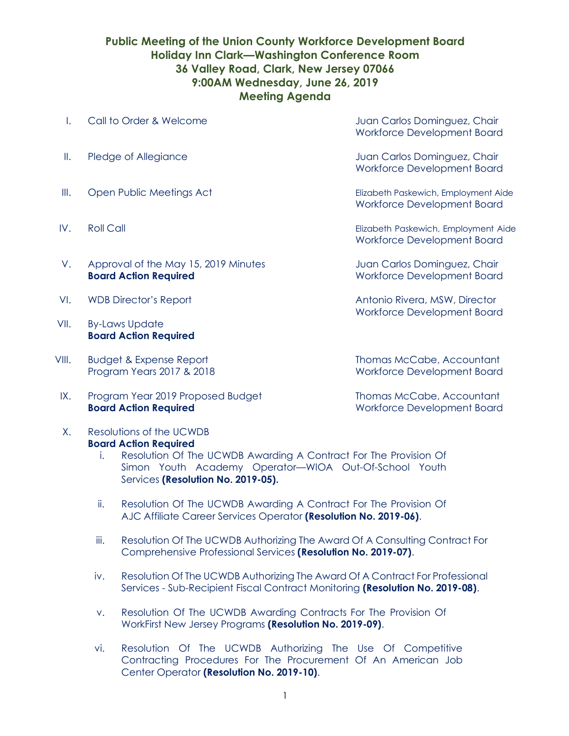# Public Meeting of the Union County Workforce Development Board
## Holiday Inn Clark—Washington Conference Room
## 36 Valley Road, Clark, New Jersey 07066
## 9:00AM Wednesday, June 26, 2019
## Meeting Agenda

| | Item | Presenter |
|---|---|---|
| I. | Call to Order & Welcome | Juan Carlos Dominguez, Chair<br>Workforce Development Board |
| II. | Pledge of Allegiance | Juan Carlos Dominguez, Chair<br>Workforce Development Board |
| III. | Open Public Meetings Act | Elizabeth Paskewich, Employment Aide<br>Workforce Development Board |
| IV. | Roll Call | Elizabeth Paskewich, Employment Aide<br>Workforce Development Board |
| V. | Approval of the May 15, 2019 Minutes<br>**Board Action Required** | Juan Carlos Dominguez, Chair<br>Workforce Development Board |
| VI. | WDB Director's Report | Antonio Rivera, MSW, Director<br>Workforce Development Board |
| VII. | By-Laws Update<br>**Board Action Required** | |
| VIII. | Budget & Expense Report<br>Program Years 2017 & 2018 | Thomas McCabe, Accountant<br>Workforce Development Board |
| IX. | Program Year 2019 Proposed Budget<br>**Board Action Required** | Thomas McCabe, Accountant<br>Workforce Development Board |

X. Resolutions of the UCWDB
**Board Action Required**

i. Resolution Of The UCWDB Awarding A Contract For The Provision Of Simon Youth Academy Operator—WIOA Out-Of-School Youth Services **(Resolution No. 2019-05).**

ii. Resolution Of The UCWDB Awarding A Contract For The Provision Of AJC Affiliate Career Services Operator **(Resolution No. 2019-06)**.

iii. Resolution Of The UCWDB Authorizing The Award Of A Consulting Contract For Comprehensive Professional Services **(Resolution No. 2019-07)**.

iv. Resolution Of The UCWDB Authorizing The Award Of A Contract For Professional Services - Sub-Recipient Fiscal Contract Monitoring **(Resolution No. 2019-08)**.

v. Resolution Of The UCWDB Awarding Contracts For The Provision Of WorkFirst New Jersey Programs **(Resolution No. 2019-09)**.

vi. Resolution Of The UCWDB Authorizing The Use Of Competitive Contracting Procedures For The Procurement Of An American Job Center Operator **(Resolution No. 2019-10)**.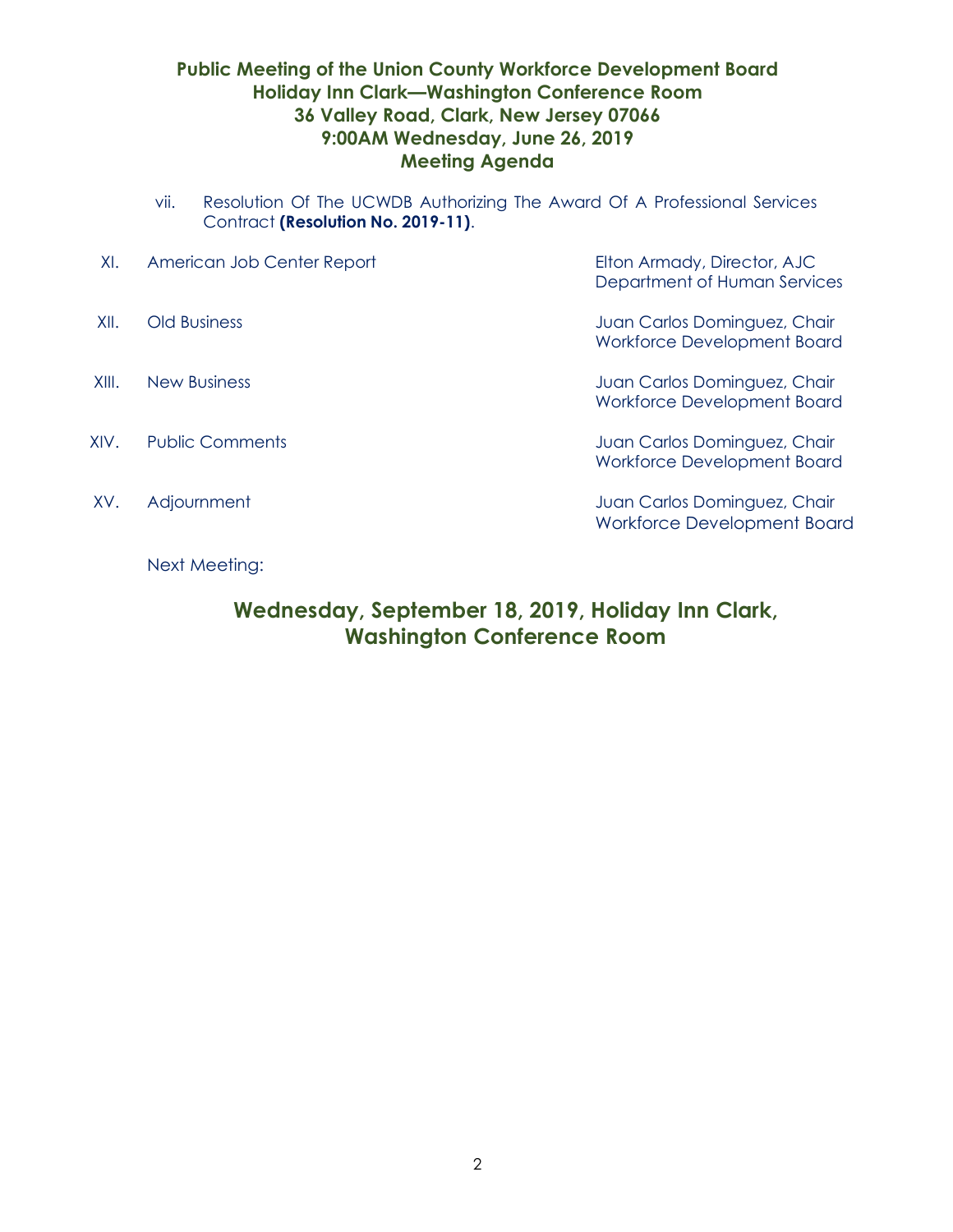**Public Meeting of the Union County Workforce Development Board**
**Holiday Inn Clark—Washington Conference Room**
**36 Valley Road, Clark, New Jersey 07066**
**9:00AM Wednesday, June 26, 2019**
**Meeting Agenda**

vii. Resolution Of The UCWDB Authorizing The Award Of A Professional Services Contract **(Resolution No. 2019-11)**.

XI. American Job Center Report — Elton Armady, Director, AJC, Department of Human Services

XII. Old Business — Juan Carlos Dominguez, Chair, Workforce Development Board

XIII. New Business — Juan Carlos Dominguez, Chair, Workforce Development Board

XIV. Public Comments — Juan Carlos Dominguez, Chair, Workforce Development Board

XV. Adjournment — Juan Carlos Dominguez, Chair, Workforce Development Board

Next Meeting:

## Wednesday, September 18, 2019, Holiday Inn Clark, Washington Conference Room